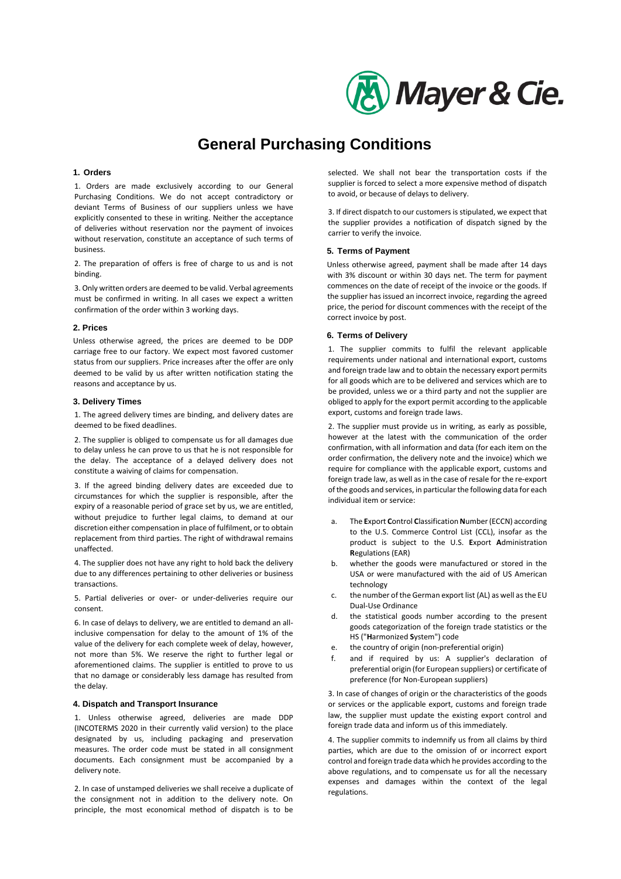Mayer & Cie.

# General Purchasing Conditions

## 1. Orders

1. Orders are made exclusively according to our General Purchasing Conditions. We do not accept contradictory or deviant Terms of Business of our suppliers unless we have explicitly consented to these in writing. Neither the acceptance of deliveries without reservation nor the payment of invoices without reservation, constitute an acceptance of such terms of business.

2. The preparation of offers is free of charge to us and is not binding.

3. Only written orders are deemed to be valid. Verbal agreements must be confirmed in writing. In all cases we expect a written confirmation of the order within 3 working days.

## 2. Prices

Unless otherwise agreed, the prices are deemed to be DDP carriage free to our factory. We expect most favored customer status from our suppliers. Price increases after the offer are only deemed to be valid by us after written notification stating the reasons and acceptance by us.

## 3. Delivery Times

1. The agreed delivery times are binding, and delivery dates are deemed to be fixed deadlines.

2. The supplier is obliged to compensate us for all damages due to delay unless he can prove to us that he is not responsible for the delay. The acceptance of a delayed delivery does not constitute a waiving of claims for compensation.

3. If the agreed binding delivery dates are exceeded due to circumstances for which the supplier is responsible, after the expiry of a reasonable period of grace set by us, we are entitled, without prejudice to further legal claims, to demand at our discretion either compensation in place of fulfilment, or to obtain replacement from third parties. The right of withdrawal remains unaffected.

4. The supplier does not have any right to hold back the delivery due to any differences pertaining to other deliveries or business transactions.

5. Partial deliveries or over- or under-deliveries require our consent.

6. In case of delays to delivery, we are entitled to demand an all-inclusive compensation for delay to the amount of 1% of the value of the delivery for each complete week of delay, however, not more than 5%. We reserve the right to further legal or aforementioned claims. The supplier is entitled to prove to us that no damage or considerably less damage has resulted from the delay.

## 4. Dispatch and Transport Insurance

1. Unless otherwise agreed, deliveries are made DDP (INCOTERMS 2020 in their currently valid version) to the place designated by us, including packaging and preservation measures. The order code must be stated in all consignment documents. Each consignment must be accompanied by a delivery note.

2. In case of unstamped deliveries we shall receive a duplicate of the consignment not in addition to the delivery note. On principle, the most economical method of dispatch is to be selected. We shall not bear the transportation costs if the supplier is forced to select a more expensive method of dispatch to avoid, or because of delays to delivery.

3. If direct dispatch to our customers is stipulated, we expect that the supplier provides a notification of dispatch signed by the carrier to verify the invoice.

## 5. Terms of Payment

Unless otherwise agreed, payment shall be made after 14 days with 3% discount or within 30 days net. The term for payment commences on the date of receipt of the invoice or the goods. If the supplier has issued an incorrect invoice, regarding the agreed price, the period for discount commences with the receipt of the correct invoice by post.

## 6. Terms of Delivery

1. The supplier commits to fulfil the relevant applicable requirements under national and international export, customs and foreign trade law and to obtain the necessary export permits for all goods which are to be delivered and services which are to be provided, unless we or a third party and not the supplier are obliged to apply for the export permit according to the applicable export, customs and foreign trade laws.

2. The supplier must provide us in writing, as early as possible, however at the latest with the communication of the order confirmation, with all information and data (for each item on the order confirmation, the delivery note and the invoice) which we require for compliance with the applicable export, customs and foreign trade law, as well as in the case of resale for the re-export of the goods and services, in particular the following data for each individual item or service:

a. The **E**xport **C**ontrol **C**lassification **N**umber (ECCN) according to the U.S. Commerce Control List (CCL), insofar as the product is subject to the U.S. **E**xport **A**dministration **R**egulations (EAR)
b. whether the goods were manufactured or stored in the USA or were manufactured with the aid of US American technology
c. the number of the German export list (AL) as well as the EU Dual-Use Ordinance
d. the statistical goods number according to the present goods categorization of the foreign trade statistics or the HS ("**H**armonized **S**ystem") code
e. the country of origin (non-preferential origin)
f. and if required by us: A supplier's declaration of preferential origin (for European suppliers) or certificate of preference (for Non-European suppliers)

3. In case of changes of origin or the characteristics of the goods or services or the applicable export, customs and foreign trade law, the supplier must update the existing export control and foreign trade data and inform us of this immediately.

4. The supplier commits to indemnify us from all claims by third parties, which are due to the omission of or incorrect export control and foreign trade data which he provides according to the above regulations, and to compensate us for all the necessary expenses and damages within the context of the legal regulations.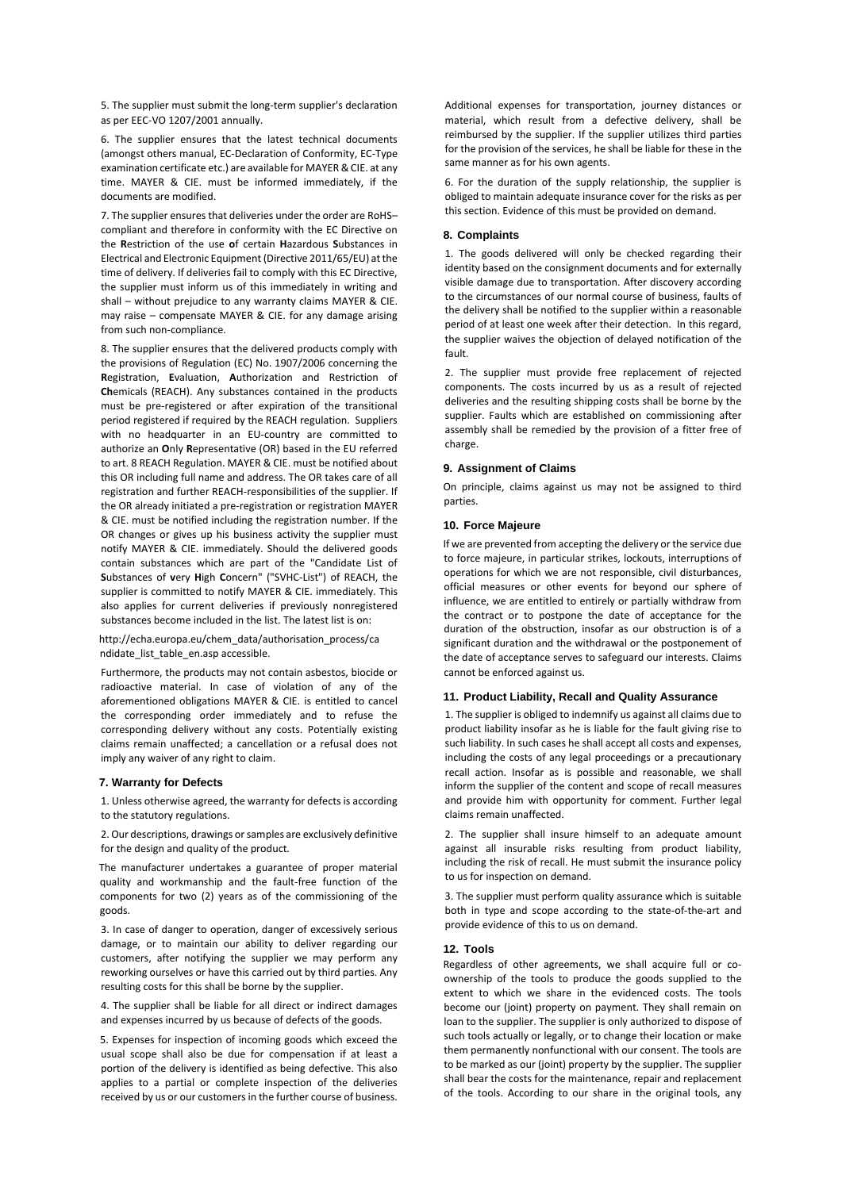5. The supplier must submit the long-term supplier's declaration as per EEC-VO 1207/2001 annually.

6. The supplier ensures that the latest technical documents (amongst others manual, EC-Declaration of Conformity, EC-Type examination certificate etc.) are available for MAYER & CIE. at any time. MAYER & CIE. must be informed immediately, if the documents are modified.

7. The supplier ensures that deliveries under the order are RoHS–compliant and therefore in conformity with the EC Directive on the **R**estriction of the use **o**f certain **H**azardous **S**ubstances in Electrical and Electronic Equipment (Directive 2011/65/EU) at the time of delivery. If deliveries fail to comply with this EC Directive, the supplier must inform us of this immediately in writing and shall – without prejudice to any warranty claims MAYER & CIE. may raise – compensate MAYER & CIE. for any damage arising from such non-compliance.

8. The supplier ensures that the delivered products comply with the provisions of Regulation (EC) No. 1907/2006 concerning the **R**egistration, **E**valuation, **A**uthorization and Restriction of **Ch**emicals (REACH). Any substances contained in the products must be pre-registered or after expiration of the transitional period registered if required by the REACH regulation. Suppliers with no headquarter in an EU-country are committed to authorize an **O**nly **R**epresentative (OR) based in the EU referred to art. 8 REACH Regulation. MAYER & CIE. must be notified about this OR including full name and address. The OR takes care of all registration and further REACH-responsibilities of the supplier. If the OR already initiated a pre-registration or registration MAYER & CIE. must be notified including the registration number. If the OR changes or gives up his business activity the supplier must notify MAYER & CIE. immediately. Should the delivered goods contain substances which are part of the "Candidate List of **S**ubstances of **v**ery **H**igh **C**oncern" ("SVHC-List") of REACH, the supplier is committed to notify MAYER & CIE. immediately. This also applies for current deliveries if previously nonregistered substances become included in the list. The latest list is on:

http://echa.europa.eu/chem_data/authorisation_process/candidate_list_table_en.asp accessible.

Furthermore, the products may not contain asbestos, biocide or radioactive material. In case of violation of any of the aforementioned obligations MAYER & CIE. is entitled to cancel the corresponding order immediately and to refuse the corresponding delivery without any costs. Potentially existing claims remain unaffected; a cancellation or a refusal does not imply any waiver of any right to claim.

## 7. Warranty for Defects

1. Unless otherwise agreed, the warranty for defects is according to the statutory regulations.

2. Our descriptions, drawings or samples are exclusively definitive for the design and quality of the product.

The manufacturer undertakes a guarantee of proper material quality and workmanship and the fault-free function of the components for two (2) years as of the commissioning of the goods.

3. In case of danger to operation, danger of excessively serious damage, or to maintain our ability to deliver regarding our customers, after notifying the supplier we may perform any reworking ourselves or have this carried out by third parties. Any resulting costs for this shall be borne by the supplier.

4. The supplier shall be liable for all direct or indirect damages and expenses incurred by us because of defects of the goods.

5. Expenses for inspection of incoming goods which exceed the usual scope shall also be due for compensation if at least a portion of the delivery is identified as being defective. This also applies to a partial or complete inspection of the deliveries received by us or our customers in the further course of business. Additional expenses for transportation, journey distances or material, which result from a defective delivery, shall be reimbursed by the supplier. If the supplier utilizes third parties for the provision of the services, he shall be liable for these in the same manner as for his own agents.

6. For the duration of the supply relationship, the supplier is obliged to maintain adequate insurance cover for the risks as per this section. Evidence of this must be provided on demand.

## 8. Complaints

1. The goods delivered will only be checked regarding their identity based on the consignment documents and for externally visible damage due to transportation. After discovery according to the circumstances of our normal course of business, faults of the delivery shall be notified to the supplier within a reasonable period of at least one week after their detection. In this regard, the supplier waives the objection of delayed notification of the fault.

2. The supplier must provide free replacement of rejected components. The costs incurred by us as a result of rejected deliveries and the resulting shipping costs shall be borne by the supplier. Faults which are established on commissioning after assembly shall be remedied by the provision of a fitter free of charge.

## 9. Assignment of Claims

On principle, claims against us may not be assigned to third parties.

## 10. Force Majeure

If we are prevented from accepting the delivery or the service due to force majeure, in particular strikes, lockouts, interruptions of operations for which we are not responsible, civil disturbances, official measures or other events for beyond our sphere of influence, we are entitled to entirely or partially withdraw from the contract or to postpone the date of acceptance for the duration of the obstruction, insofar as our obstruction is of a significant duration and the withdrawal or the postponement of the date of acceptance serves to safeguard our interests. Claims cannot be enforced against us.

## 11. Product Liability, Recall and Quality Assurance

1. The supplier is obliged to indemnify us against all claims due to product liability insofar as he is liable for the fault giving rise to such liability. In such cases he shall accept all costs and expenses, including the costs of any legal proceedings or a precautionary recall action. Insofar as is possible and reasonable, we shall inform the supplier of the content and scope of recall measures and provide him with opportunity for comment. Further legal claims remain unaffected.

2. The supplier shall insure himself to an adequate amount against all insurable risks resulting from product liability, including the risk of recall. He must submit the insurance policy to us for inspection on demand.

3. The supplier must perform quality assurance which is suitable both in type and scope according to the state-of-the-art and provide evidence of this to us on demand.

## 12. Tools

Regardless of other agreements, we shall acquire full or co-ownership of the tools to produce the goods supplied to the extent to which we share in the evidenced costs. The tools become our (joint) property on payment. They shall remain on loan to the supplier. The supplier is only authorized to dispose of such tools actually or legally, or to change their location or make them permanently nonfunctional with our consent. The tools are to be marked as our (joint) property by the supplier. The supplier shall bear the costs for the maintenance, repair and replacement of the tools. According to our share in the original tools, any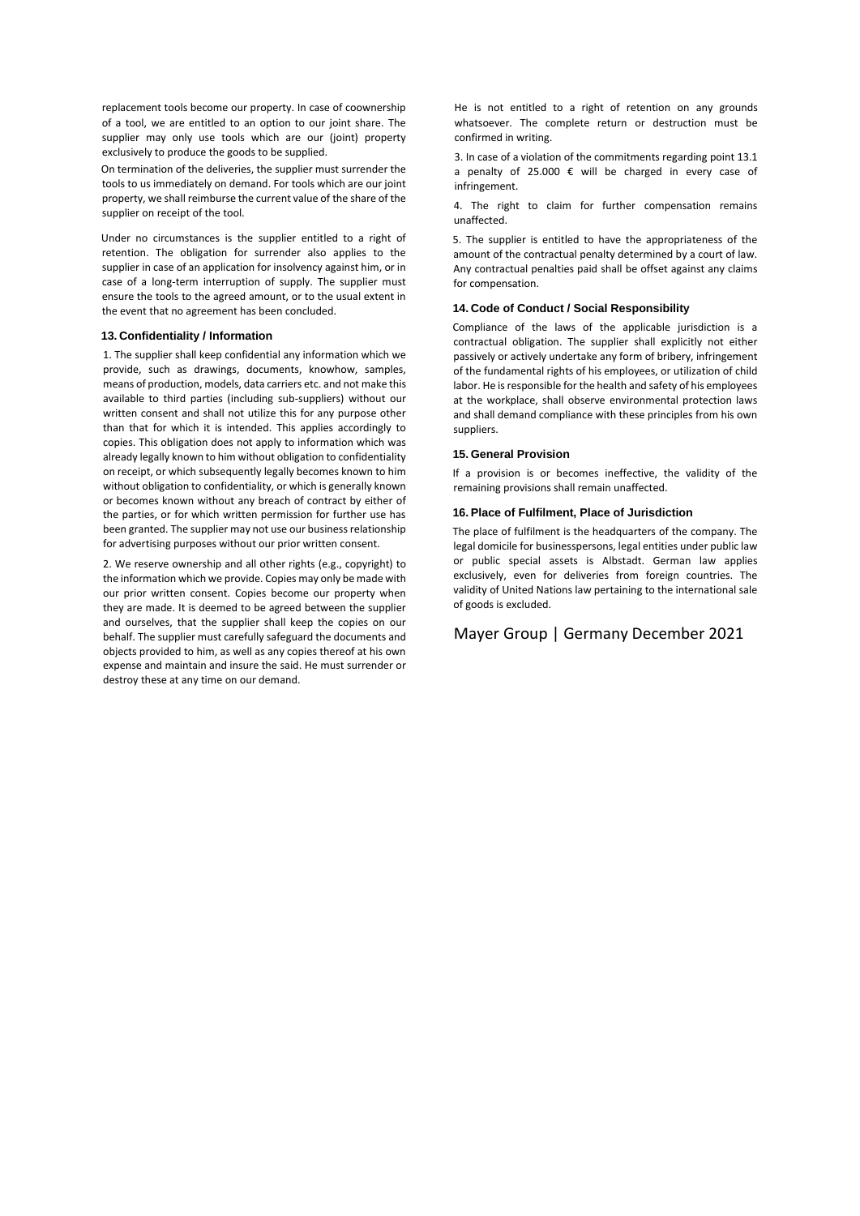replacement tools become our property. In case of coownership of a tool, we are entitled to an option to our joint share. The supplier may only use tools which are our (joint) property exclusively to produce the goods to be supplied.

On termination of the deliveries, the supplier must surrender the tools to us immediately on demand. For tools which are our joint property, we shall reimburse the current value of the share of the supplier on receipt of the tool.

Under no circumstances is the supplier entitled to a right of retention. The obligation for surrender also applies to the supplier in case of an application for insolvency against him, or in case of a long-term interruption of supply. The supplier must ensure the tools to the agreed amount, or to the usual extent in the event that no agreement has been concluded.

## 13. Confidentiality / Information

1. The supplier shall keep confidential any information which we provide, such as drawings, documents, knowhow, samples, means of production, models, data carriers etc. and not make this available to third parties (including sub-suppliers) without our written consent and shall not utilize this for any purpose other than that for which it is intended. This applies accordingly to copies. This obligation does not apply to information which was already legally known to him without obligation to confidentiality on receipt, or which subsequently legally becomes known to him without obligation to confidentiality, or which is generally known or becomes known without any breach of contract by either of the parties, or for which written permission for further use has been granted. The supplier may not use our business relationship for advertising purposes without our prior written consent.

2. We reserve ownership and all other rights (e.g., copyright) to the information which we provide. Copies may only be made with our prior written consent. Copies become our property when they are made. It is deemed to be agreed between the supplier and ourselves, that the supplier shall keep the copies on our behalf. The supplier must carefully safeguard the documents and objects provided to him, as well as any copies thereof at his own expense and maintain and insure the said. He must surrender or destroy these at any time on our demand.

He is not entitled to a right of retention on any grounds whatsoever. The complete return or destruction must be confirmed in writing.

3. In case of a violation of the commitments regarding point 13.1 a penalty of 25.000 € will be charged in every case of infringement.

4. The right to claim for further compensation remains unaffected.

5. The supplier is entitled to have the appropriateness of the amount of the contractual penalty determined by a court of law. Any contractual penalties paid shall be offset against any claims for compensation.

## 14. Code of Conduct / Social Responsibility

Compliance of the laws of the applicable jurisdiction is a contractual obligation. The supplier shall explicitly not either passively or actively undertake any form of bribery, infringement of the fundamental rights of his employees, or utilization of child labor. He is responsible for the health and safety of his employees at the workplace, shall observe environmental protection laws and shall demand compliance with these principles from his own suppliers.

## 15. General Provision

If a provision is or becomes ineffective, the validity of the remaining provisions shall remain unaffected.

## 16. Place of Fulfilment, Place of Jurisdiction

The place of fulfilment is the headquarters of the company. The legal domicile for businesspersons, legal entities under public law or public special assets is Albstadt. German law applies exclusively, even for deliveries from foreign countries. The validity of United Nations law pertaining to the international sale of goods is excluded.

Mayer Group | Germany December 2021